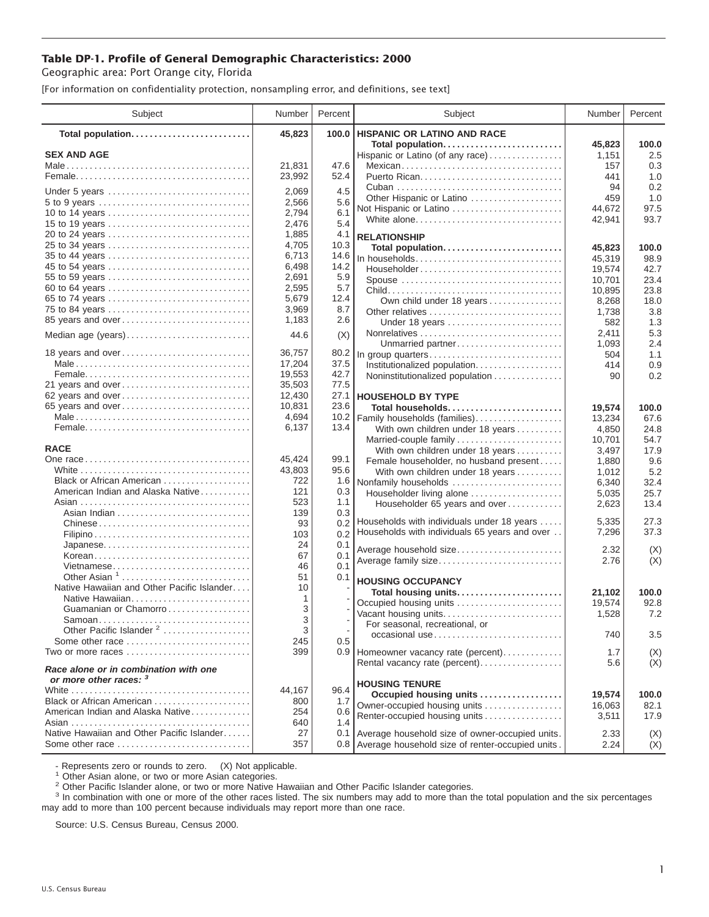## Table DP-1. Profile of General Demographic Characteristics: 2000

Geographic area: Port Orange city, Florida

[For information on confidentiality protection, nonsampling error, and definitions, see text]

| Subject | Number | Percent |
|---|---|---|
| **Total population** | **45,823** | **100.0** |
| **SEX AND AGE** | | |
| Male | 21,831 | 47.6 |
| Female | 23,992 | 52.4 |
| Under 5 years | 2,069 | 4.5 |
| 5 to 9 years | 2,566 | 5.6 |
| 10 to 14 years | 2,794 | 6.1 |
| 15 to 19 years | 2,476 | 5.4 |
| 20 to 24 years | 1,885 | 4.1 |
| 25 to 34 years | 4,705 | 10.3 |
| 35 to 44 years | 6,713 | 14.6 |
| 45 to 54 years | 6,498 | 14.2 |
| 55 to 59 years | 2,691 | 5.9 |
| 60 to 64 years | 2,595 | 5.7 |
| 65 to 74 years | 5,679 | 12.4 |
| 75 to 84 years | 3,969 | 8.7 |
| 85 years and over | 1,183 | 2.6 |
| Median age (years) | 44.6 | (X) |
| 18 years and over | 36,757 | 80.2 |
| Male | 17,204 | 37.5 |
| Female | 19,553 | 42.7 |
| 21 years and over | 35,503 | 77.5 |
| 62 years and over | 12,430 | 27.1 |
| 65 years and over | 10,831 | 23.6 |
| Male | 4,694 | 10.2 |
| Female | 6,137 | 13.4 |
| **RACE** | | |
| One race | 45,424 | 99.1 |
| White | 43,803 | 95.6 |
| Black or African American | 722 | 1.6 |
| American Indian and Alaska Native | 121 | 0.3 |
| Asian | 523 | 1.1 |
| Asian Indian | 139 | 0.3 |
| Chinese | 93 | 0.2 |
| Filipino | 103 | 0.2 |
| Japanese | 24 | 0.1 |
| Korean | 67 | 0.1 |
| Vietnamese | 46 | 0.1 |
| Other Asian [1] | 51 | 0.1 |
| Native Hawaiian and Other Pacific Islander | 10 | - |
| Native Hawaiian | 1 | - |
| Guamanian or Chamorro | 3 | - |
| Samoan | 3 | - |
| Other Pacific Islander [2] | 3 | - |
| Some other race | 245 | 0.5 |
| Two or more races | 399 | 0.9 |
| ***Race alone or in combination with one or more other races:*** [3] | | |
| White | 44,167 | 96.4 |
| Black or African American | 800 | 1.7 |
| American Indian and Alaska Native | 254 | 0.6 |
| Asian | 640 | 1.4 |
| Native Hawaiian and Other Pacific Islander | 27 | 0.1 |
| Some other race | 357 | 0.8 |
| **HISPANIC OR LATINO AND RACE** | | |
| **Total population** | **45,823** | **100.0** |
| Hispanic or Latino (of any race) | 1,151 | 2.5 |
| Mexican | 157 | 0.3 |
| Puerto Rican | 441 | 1.0 |
| Cuban | 94 | 0.2 |
| Other Hispanic or Latino | 459 | 1.0 |
| Not Hispanic or Latino | 44,672 | 97.5 |
| White alone | 42,941 | 93.7 |
| **RELATIONSHIP** | | |
| **Total population** | **45,823** | **100.0** |
| In households | 45,319 | 98.9 |
| Householder | 19,574 | 42.7 |
| Spouse | 10,701 | 23.4 |
| Child | 10,895 | 23.8 |
| Own child under 18 years | 8,268 | 18.0 |
| Other relatives | 1,738 | 3.8 |
| Under 18 years | 582 | 1.3 |
| Nonrelatives | 2,411 | 5.3 |
| Unmarried partner | 1,093 | 2.4 |
| In group quarters | 504 | 1.1 |
| Institutionalized population | 414 | 0.9 |
| Noninstitutionalized population | 90 | 0.2 |
| **HOUSEHOLD BY TYPE** | | |
| **Total households** | **19,574** | **100.0** |
| Family households (families) | 13,234 | 67.6 |
| With own children under 18 years | 4,850 | 24.8 |
| Married-couple family | 10,701 | 54.7 |
| With own children under 18 years | 3,497 | 17.9 |
| Female householder, no husband present | 1,880 | 9.6 |
| With own children under 18 years | 1,012 | 5.2 |
| Nonfamily households | 6,340 | 32.4 |
| Householder living alone | 5,035 | 25.7 |
| Householder 65 years and over | 2,623 | 13.4 |
| Households with individuals under 18 years | 5,335 | 27.3 |
| Households with individuals 65 years and over | 7,296 | 37.3 |
| Average household size | 2.32 | (X) |
| Average family size | 2.76 | (X) |
| **HOUSING OCCUPANCY** | | |
| **Total housing units** | **21,102** | **100.0** |
| Occupied housing units | 19,574 | 92.8 |
| Vacant housing units | 1,528 | 7.2 |
| For seasonal, recreational, or occasional use | 740 | 3.5 |
| Homeowner vacancy rate (percent) | 1.7 | (X) |
| Rental vacancy rate (percent) | 5.6 | (X) |
| **HOUSING TENURE** | | |
| **Occupied housing units** | **19,574** | **100.0** |
| Owner-occupied housing units | 16,063 | 82.1 |
| Renter-occupied housing units | 3,511 | 17.9 |
| Average household size of owner-occupied units | 2.33 | (X) |
| Average household size of renter-occupied units | 2.24 | (X) |

- Represents zero or rounds to zero. (X) Not applicable.

[1] Other Asian alone, or two or more Asian categories.

[2] Other Pacific Islander alone, or two or more Native Hawaiian and Other Pacific Islander categories.

[3] In combination with one or more of the other races listed. The six numbers may add to more than the total population and the six percentages may add to more than 100 percent because individuals may report more than one race.

Source: U.S. Census Bureau, Census 2000.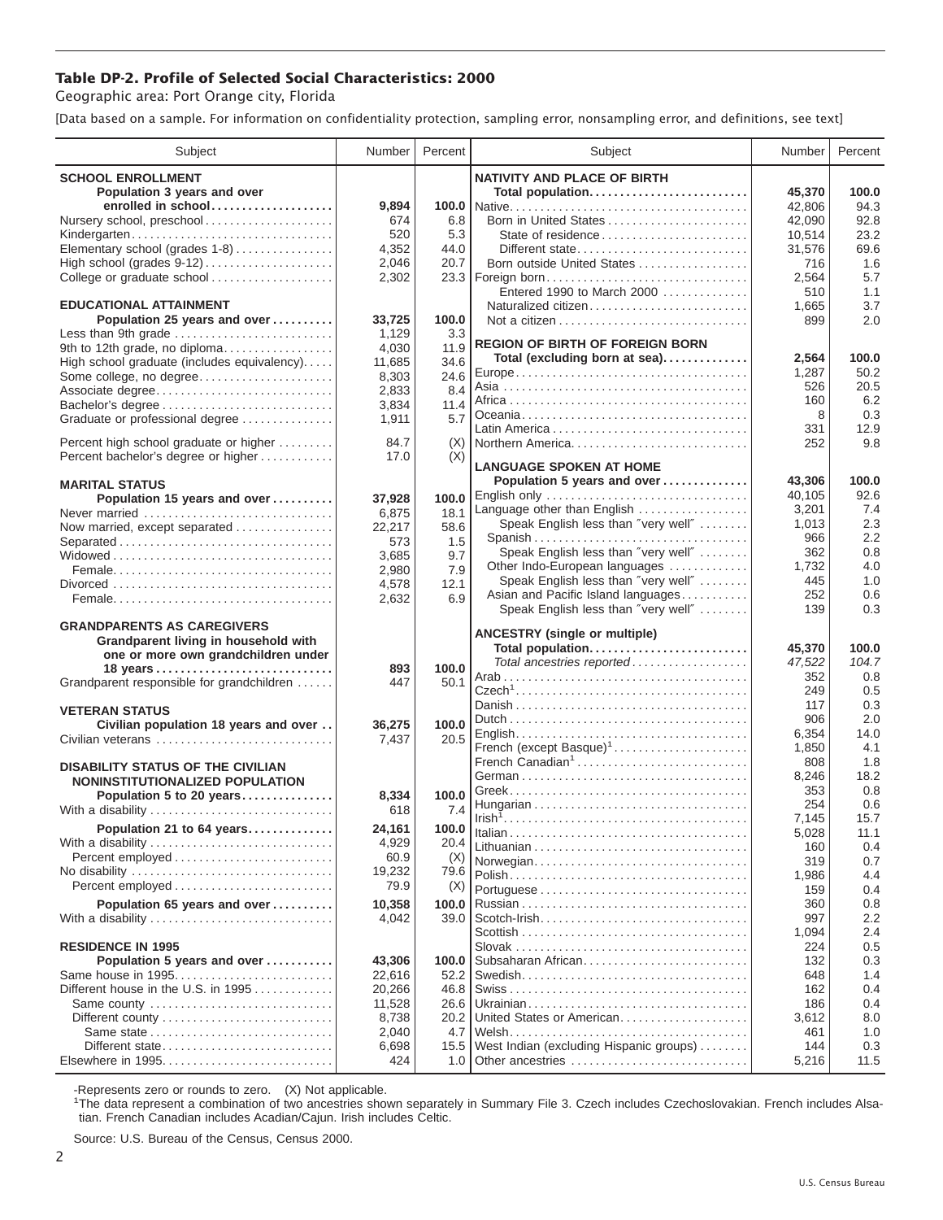### Table DP-2. Profile of Selected Social Characteristics: 2000

Geographic area: Port Orange city, Florida

[Data based on a sample. For information on confidentiality protection, sampling error, nonsampling error, and definitions, see text]

| Subject | Number | Percent |
|---|---|---|
| **SCHOOL ENROLLMENT** | | |
| **Population 3 years and over enrolled in school** | **9,894** | **100.0** |
| Nursery school, preschool | 674 | 6.8 |
| Kindergarten | 520 | 5.3 |
| Elementary school (grades 1-8) | 4,352 | 44.0 |
| High school (grades 9-12) | 2,046 | 20.7 |
| College or graduate school | 2,302 | 23.3 |
| **EDUCATIONAL ATTAINMENT** | | |
| **Population 25 years and over** | **33,725** | **100.0** |
| Less than 9th grade | 1,129 | 3.3 |
| 9th to 12th grade, no diploma | 4,030 | 11.9 |
| High school graduate (includes equivalency) | 11,685 | 34.6 |
| Some college, no degree | 8,303 | 24.6 |
| Associate degree | 2,833 | 8.4 |
| Bachelor's degree | 3,834 | 11.4 |
| Graduate or professional degree | 1,911 | 5.7 |
| Percent high school graduate or higher | 84.7 | (X) |
| Percent bachelor's degree or higher | 17.0 | (X) |
| **MARITAL STATUS** | | |
| **Population 15 years and over** | **37,928** | **100.0** |
| Never married | 6,875 | 18.1 |
| Now married, except separated | 22,217 | 58.6 |
| Separated | 573 | 1.5 |
| Widowed | 3,685 | 9.7 |
| Female | 2,980 | 7.9 |
| Divorced | 4,578 | 12.1 |
| Female | 2,632 | 6.9 |
| **GRANDPARENTS AS CAREGIVERS** | | |
| **Grandparent living in household with one or more own grandchildren under 18 years** | **893** | **100.0** |
| Grandparent responsible for grandchildren | 447 | 50.1 |
| **VETERAN STATUS** | | |
| **Civilian population 18 years and over** | **36,275** | **100.0** |
| Civilian veterans | 7,437 | 20.5 |
| **DISABILITY STATUS OF THE CIVILIAN NONINSTITUTIONALIZED POPULATION** | | |
| **Population 5 to 20 years** | **8,334** | **100.0** |
| With a disability | 618 | 7.4 |
| **Population 21 to 64 years** | **24,161** | **100.0** |
| With a disability | 4,929 | 20.4 |
| Percent employed | 60.9 | (X) |
| No disability | 19,232 | 79.6 |
| Percent employed | 79.9 | (X) |
| **Population 65 years and over** | **10,358** | **100.0** |
| With a disability | 4,042 | 39.0 |
| **RESIDENCE IN 1995** | | |
| **Population 5 years and over** | **43,306** | **100.0** |
| Same house in 1995 | 22,616 | 52.2 |
| Different house in the U.S. in 1995 | 20,266 | 46.8 |
| Same county | 11,528 | 26.6 |
| Different county | 8,738 | 20.2 |
| Same state | 2,040 | 4.7 |
| Different state | 6,698 | 15.5 |
| Elsewhere in 1995 | 424 | 1.0 |

| Subject | Number | Percent |
|---|---|---|
| **NATIVITY AND PLACE OF BIRTH** | | |
| **Total population** | **45,370** | **100.0** |
| Native | 42,806 | 94.3 |
| Born in United States | 42,090 | 92.8 |
| State of residence | 10,514 | 23.2 |
| Different state | 31,576 | 69.6 |
| Born outside United States | 716 | 1.6 |
| Foreign born | 2,564 | 5.7 |
| Entered 1990 to March 2000 | 510 | 1.1 |
| Naturalized citizen | 1,665 | 3.7 |
| Not a citizen | 899 | 2.0 |
| **REGION OF BIRTH OF FOREIGN BORN** | | |
| **Total (excluding born at sea)** | **2,564** | **100.0** |
| Europe | 1,287 | 50.2 |
| Asia | 526 | 20.5 |
| Africa | 160 | 6.2 |
| Oceania | 8 | 0.3 |
| Latin America | 331 | 12.9 |
| Northern America | 252 | 9.8 |
| **LANGUAGE SPOKEN AT HOME** | | |
| **Population 5 years and over** | **43,306** | **100.0** |
| English only | 40,105 | 92.6 |
| Language other than English | 3,201 | 7.4 |
| Speak English less than "very well" | 1,013 | 2.3 |
| Spanish | 966 | 2.2 |
| Speak English less than "very well" | 362 | 0.8 |
| Other Indo-European languages | 1,732 | 4.0 |
| Speak English less than "very well" | 445 | 1.0 |
| Asian and Pacific Island languages | 252 | 0.6 |
| Speak English less than "very well" | 139 | 0.3 |
| **ANCESTRY (single or multiple)** | | |
| **Total population** | **45,370** | **100.0** |
| *Total ancestries reported* | *47,522* | *104.7* |
| Arab | 352 | 0.8 |
| Czech[1] | 249 | 0.5 |
| Danish | 117 | 0.3 |
| Dutch | 906 | 2.0 |
| English | 6,354 | 14.0 |
| French (except Basque)[1] | 1,850 | 4.1 |
| French Canadian[1] | 808 | 1.8 |
| German | 8,246 | 18.2 |
| Greek | 353 | 0.8 |
| Hungarian | 254 | 0.6 |
| Irish[1] | 7,145 | 15.7 |
| Italian | 5,028 | 11.1 |
| Lithuanian | 160 | 0.4 |
| Norwegian | 319 | 0.7 |
| Polish | 1,986 | 4.4 |
| Portuguese | 159 | 0.4 |
| Russian | 360 | 0.8 |
| Scotch-Irish | 997 | 2.2 |
| Scottish | 1,094 | 2.4 |
| Slovak | 224 | 0.5 |
| Subsaharan African | 132 | 0.3 |
| Swedish | 648 | 1.4 |
| Swiss | 162 | 0.4 |
| Ukrainian | 186 | 0.4 |
| United States or American | 3,612 | 8.0 |
| Welsh | 461 | 1.0 |
| West Indian (excluding Hispanic groups) | 144 | 0.3 |
| Other ancestries | 5,216 | 11.5 |

-Represents zero or rounds to zero. (X) Not applicable.

[1]The data represent a combination of two ancestries shown separately in Summary File 3. Czech includes Czechoslovakian. French includes Alsatian. French Canadian includes Acadian/Cajun. Irish includes Celtic.

Source: U.S. Bureau of the Census, Census 2000.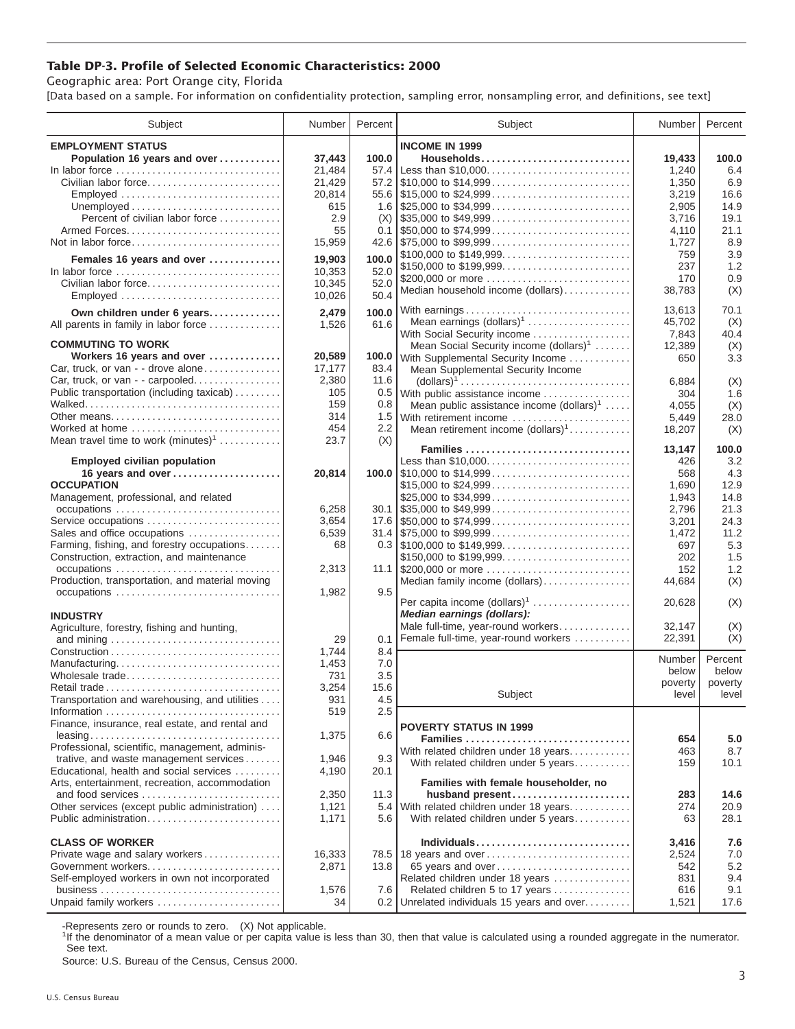## Table DP-3. Profile of Selected Economic Characteristics: 2000

Geographic area: Port Orange city, Florida

[Data based on a sample. For information on confidentiality protection, sampling error, nonsampling error, and definitions, see text]

| Subject | Number | Percent |
|---|---|---|
| **EMPLOYMENT STATUS** | | |
| **Population 16 years and over** | **37,443** | **100.0** |
| In labor force | 21,484 | 57.4 |
| Civilian labor force | 21,429 | 57.2 |
| Employed | 20,814 | 55.6 |
| Unemployed | 615 | 1.6 |
| Percent of civilian labor force | 2.9 | (X) |
| Armed Forces | 55 | 0.1 |
| Not in labor force | 15,959 | 42.6 |
| **Females 16 years and over** | **19,903** | **100.0** |
| In labor force | 10,353 | 52.0 |
| Civilian labor force | 10,345 | 52.0 |
| Employed | 10,026 | 50.4 |
| **Own children under 6 years** | **2,479** | **100.0** |
| All parents in family in labor force | 1,526 | 61.6 |
| **COMMUTING TO WORK** | | |
| **Workers 16 years and over** | **20,589** | **100.0** |
| Car, truck, or van - - drove alone | 17,177 | 83.4 |
| Car, truck, or van - - carpooled | 2,380 | 11.6 |
| Public transportation (including taxicab) | 105 | 0.5 |
| Walked | 159 | 0.8 |
| Other means | 314 | 1.5 |
| Worked at home | 454 | 2.2 |
| Mean travel time to work (minutes)[1] | 23.7 | (X) |
| **Employed civilian population 16 years and over** | **20,814** | **100.0** |
| **OCCUPATION** | | |
| Management, professional, and related occupations | 6,258 | 30.1 |
| Service occupations | 3,654 | 17.6 |
| Sales and office occupations | 6,539 | 31.4 |
| Farming, fishing, and forestry occupations | 68 | 0.3 |
| Construction, extraction, and maintenance occupations | 2,313 | 11.1 |
| Production, transportation, and material moving occupations | 1,982 | 9.5 |
| **INDUSTRY** | | |
| Agriculture, forestry, fishing and hunting, and mining | 29 | 0.1 |
| Construction | 1,744 | 8.4 |
| Manufacturing | 1,453 | 7.0 |
| Wholesale trade | 731 | 3.5 |
| Retail trade | 3,254 | 15.6 |
| Transportation and warehousing, and utilities | 931 | 4.5 |
| Information | 519 | 2.5 |
| Finance, insurance, real estate, and rental and leasing | 1,375 | 6.6 |
| Professional, scientific, management, administrative, and waste management services | 1,946 | 9.3 |
| Educational, health and social services | 4,190 | 20.1 |
| Arts, entertainment, recreation, accommodation and food services | 2,350 | 11.3 |
| Other services (except public administration) | 1,121 | 5.4 |
| Public administration | 1,171 | 5.6 |
| **CLASS OF WORKER** | | |
| Private wage and salary workers | 16,333 | 78.5 |
| Government workers | 2,871 | 13.8 |
| Self-employed workers in own not incorporated business | 1,576 | 7.6 |
| Unpaid family workers | 34 | 0.2 |

| Subject | Number | Percent |
|---|---|---|
| **INCOME IN 1999** | | |
| **Households** | **19,433** | **100.0** |
| Less than $10,000 | 1,240 | 6.4 |
| $10,000 to $14,999 | 1,350 | 6.9 |
| $15,000 to $24,999 | 3,219 | 16.6 |
| $25,000 to $34,999 | 2,905 | 14.9 |
| $35,000 to $49,999 | 3,716 | 19.1 |
| $50,000 to $74,999 | 4,110 | 21.1 |
| $75,000 to $99,999 | 1,727 | 8.9 |
| $100,000 to $149,999 | 759 | 3.9 |
| $150,000 to $199,999 | 237 | 1.2 |
| $200,000 or more | 170 | 0.9 |
| Median household income (dollars) | 38,783 | (X) |
| With earnings | 13,613 | 70.1 |
| Mean earnings (dollars)[1] | 45,702 | (X) |
| With Social Security income | 7,843 | 40.4 |
| Mean Social Security income (dollars)[1] | 12,389 | (X) |
| With Supplemental Security Income | 650 | 3.3 |
| Mean Supplemental Security Income (dollars)[1] | 6,884 | (X) |
| With public assistance income | 304 | 1.6 |
| Mean public assistance income (dollars)[1] | 4,055 | (X) |
| With retirement income | 5,449 | 28.0 |
| Mean retirement income (dollars)[1] | 18,207 | (X) |
| **Families** | **13,147** | **100.0** |
| Less than $10,000 | 426 | 3.2 |
| $10,000 to $14,999 | 568 | 4.3 |
| $15,000 to $24,999 | 1,690 | 12.9 |
| $25,000 to $34,999 | 1,943 | 14.8 |
| $35,000 to $49,999 | 2,796 | 21.3 |
| $50,000 to $74,999 | 3,201 | 24.3 |
| $75,000 to $99,999 | 1,472 | 11.2 |
| $100,000 to $149,999 | 697 | 5.3 |
| $150,000 to $199,999 | 202 | 1.5 |
| $200,000 or more | 152 | 1.2 |
| Median family income (dollars) | 44,684 | (X) |
| Per capita income (dollars)[1] | 20,628 | (X) |
| ***Median earnings (dollars):*** | | |
| Male full-time, year-round workers | 32,147 | (X) |
| Female full-time, year-round workers | 22,391 | (X) |

| Subject | Number below poverty level | Percent below poverty level |
|---|---|---|
| **POVERTY STATUS IN 1999** | | |
| **Families** | **654** | **5.0** |
| With related children under 18 years | 463 | 8.7 |
| With related children under 5 years | 159 | 10.1 |
| **Families with female householder, no husband present** | **283** | **14.6** |
| With related children under 18 years | 274 | 20.9 |
| With related children under 5 years | 63 | 28.1 |
| **Individuals** | **3,416** | **7.6** |
| 18 years and over | 2,524 | 7.0 |
| 65 years and over | 542 | 5.2 |
| Related children under 18 years | 831 | 9.4 |
| Related children 5 to 17 years | 616 | 9.1 |
| Unrelated individuals 15 years and over | 1,521 | 17.6 |

-Represents zero or rounds to zero. (X) Not applicable.

[1]If the denominator of a mean value or per capita value is less than 30, then that value is calculated using a rounded aggregate in the numerator. See text.

Source: U.S. Bureau of the Census, Census 2000.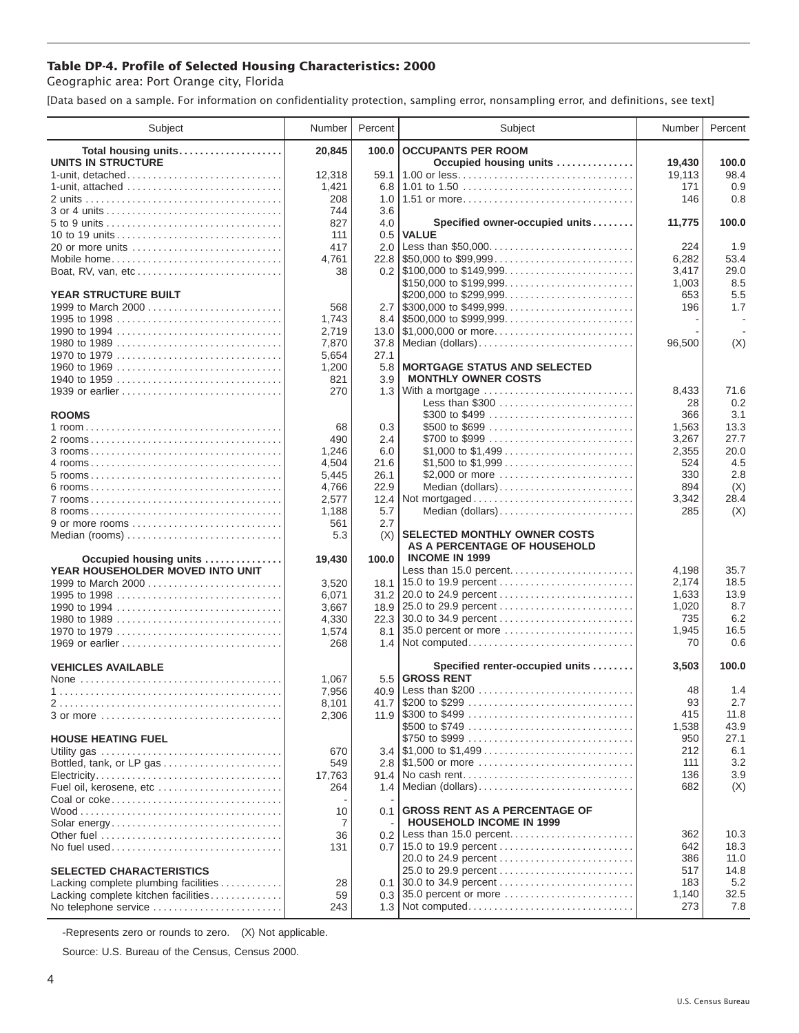# Table DP-4. Profile of Selected Housing Characteristics: 2000

Geographic area: Port Orange city, Florida

[Data based on a sample. For information on confidentiality protection, sampling error, nonsampling error, and definitions, see text]

| Subject | Number | Percent |
|---|---|---|
| **Total housing units** | **20,845** | **100.0** |
| **UNITS IN STRUCTURE** | | |
| 1-unit, detached | 12,318 | 59.1 |
| 1-unit, attached | 1,421 | 6.8 |
| 2 units | 208 | 1.0 |
| 3 or 4 units | 744 | 3.6 |
| 5 to 9 units | 827 | 4.0 |
| 10 to 19 units | 111 | 0.5 |
| 20 or more units | 417 | 2.0 |
| Mobile home | 4,761 | 22.8 |
| Boat, RV, van, etc | 38 | 0.2 |
| **YEAR STRUCTURE BUILT** | | |
| 1999 to March 2000 | 568 | 2.7 |
| 1995 to 1998 | 1,743 | 8.4 |
| 1990 to 1994 | 2,719 | 13.0 |
| 1980 to 1989 | 7,870 | 37.8 |
| 1970 to 1979 | 5,654 | 27.1 |
| 1960 to 1969 | 1,200 | 5.8 |
| 1940 to 1959 | 821 | 3.9 |
| 1939 or earlier | 270 | 1.3 |
| **ROOMS** | | |
| 1 room | 68 | 0.3 |
| 2 rooms | 490 | 2.4 |
| 3 rooms | 1,246 | 6.0 |
| 4 rooms | 4,504 | 21.6 |
| 5 rooms | 5,445 | 26.1 |
| 6 rooms | 4,766 | 22.9 |
| 7 rooms | 2,577 | 12.4 |
| 8 rooms | 1,188 | 5.7 |
| 9 or more rooms | 561 | 2.7 |
| Median (rooms) | 5.3 | (X) |
| **Occupied housing units** | **19,430** | **100.0** |
| **YEAR HOUSEHOLDER MOVED INTO UNIT** | | |
| 1999 to March 2000 | 3,520 | 18.1 |
| 1995 to 1998 | 6,071 | 31.2 |
| 1990 to 1994 | 3,667 | 18.9 |
| 1980 to 1989 | 4,330 | 22.3 |
| 1970 to 1979 | 1,574 | 8.1 |
| 1969 or earlier | 268 | 1.4 |
| **VEHICLES AVAILABLE** | | |
| None | 1,067 | 5.5 |
| 1 | 7,956 | 40.9 |
| 2 | 8,101 | 41.7 |
| 3 or more | 2,306 | 11.9 |
| **HOUSE HEATING FUEL** | | |
| Utility gas | 670 | 3.4 |
| Bottled, tank, or LP gas | 549 | 2.8 |
| Electricity | 17,763 | 91.4 |
| Fuel oil, kerosene, etc | 264 | 1.4 |
| Coal or coke | - | - |
| Wood | 10 | 0.1 |
| Solar energy | 7 | - |
| Other fuel | 36 | 0.2 |
| No fuel used | 131 | 0.7 |
| **SELECTED CHARACTERISTICS** | | |
| Lacking complete plumbing facilities | 28 | 0.1 |
| Lacking complete kitchen facilities | 59 | 0.3 |
| No telephone service | 243 | 1.3 |

| Subject | Number | Percent |
|---|---|---|
| **OCCUPANTS PER ROOM** | | |
| **Occupied housing units** | **19,430** | **100.0** |
| 1.00 or less | 19,113 | 98.4 |
| 1.01 to 1.50 | 171 | 0.9 |
| 1.51 or more | 146 | 0.8 |
| **Specified owner-occupied units** | **11,775** | **100.0** |
| **VALUE** | | |
| Less than $50,000 | 224 | 1.9 |
| $50,000 to $99,999 | 6,282 | 53.4 |
| $100,000 to $149,999 | 3,417 | 29.0 |
| $150,000 to $199,999 | 1,003 | 8.5 |
| $200,000 to $299,999 | 653 | 5.5 |
| $300,000 to $499,999 | 196 | 1.7 |
| $500,000 to $999,999 | - | - |
| $1,000,000 or more | - | - |
| Median (dollars) | 96,500 | (X) |
| **MORTGAGE STATUS AND SELECTED MONTHLY OWNER COSTS** | | |
| With a mortgage | 8,433 | 71.6 |
| Less than $300 | 28 | 0.2 |
| $300 to $499 | 366 | 3.1 |
| $500 to $699 | 1,563 | 13.3 |
| $700 to $999 | 3,267 | 27.7 |
| $1,000 to $1,499 | 2,355 | 20.0 |
| $1,500 to $1,999 | 524 | 4.5 |
| $2,000 or more | 330 | 2.8 |
| Median (dollars) | 894 | (X) |
| Not mortgaged | 3,342 | 28.4 |
| Median (dollars) | 285 | (X) |
| **SELECTED MONTHLY OWNER COSTS AS A PERCENTAGE OF HOUSEHOLD INCOME IN 1999** | | |
| Less than 15.0 percent | 4,198 | 35.7 |
| 15.0 to 19.9 percent | 2,174 | 18.5 |
| 20.0 to 24.9 percent | 1,633 | 13.9 |
| 25.0 to 29.9 percent | 1,020 | 8.7 |
| 30.0 to 34.9 percent | 735 | 6.2 |
| 35.0 percent or more | 1,945 | 16.5 |
| Not computed | 70 | 0.6 |
| **Specified renter-occupied units** | **3,503** | **100.0** |
| **GROSS RENT** | | |
| Less than $200 | 48 | 1.4 |
| $200 to $299 | 93 | 2.7 |
| $300 to $499 | 415 | 11.8 |
| $500 to $749 | 1,538 | 43.9 |
| $750 to $999 | 950 | 27.1 |
| $1,000 to $1,499 | 212 | 6.1 |
| $1,500 or more | 111 | 3.2 |
| No cash rent | 136 | 3.9 |
| Median (dollars) | 682 | (X) |
| **GROSS RENT AS A PERCENTAGE OF HOUSEHOLD INCOME IN 1999** | | |
| Less than 15.0 percent | 362 | 10.3 |
| 15.0 to 19.9 percent | 642 | 18.3 |
| 20.0 to 24.9 percent | 386 | 11.0 |
| 25.0 to 29.9 percent | 517 | 14.8 |
| 30.0 to 34.9 percent | 183 | 5.2 |
| 35.0 percent or more | 1,140 | 32.5 |
| Not computed | 273 | 7.8 |

-Represents zero or rounds to zero. (X) Not applicable.

Source: U.S. Bureau of the Census, Census 2000.